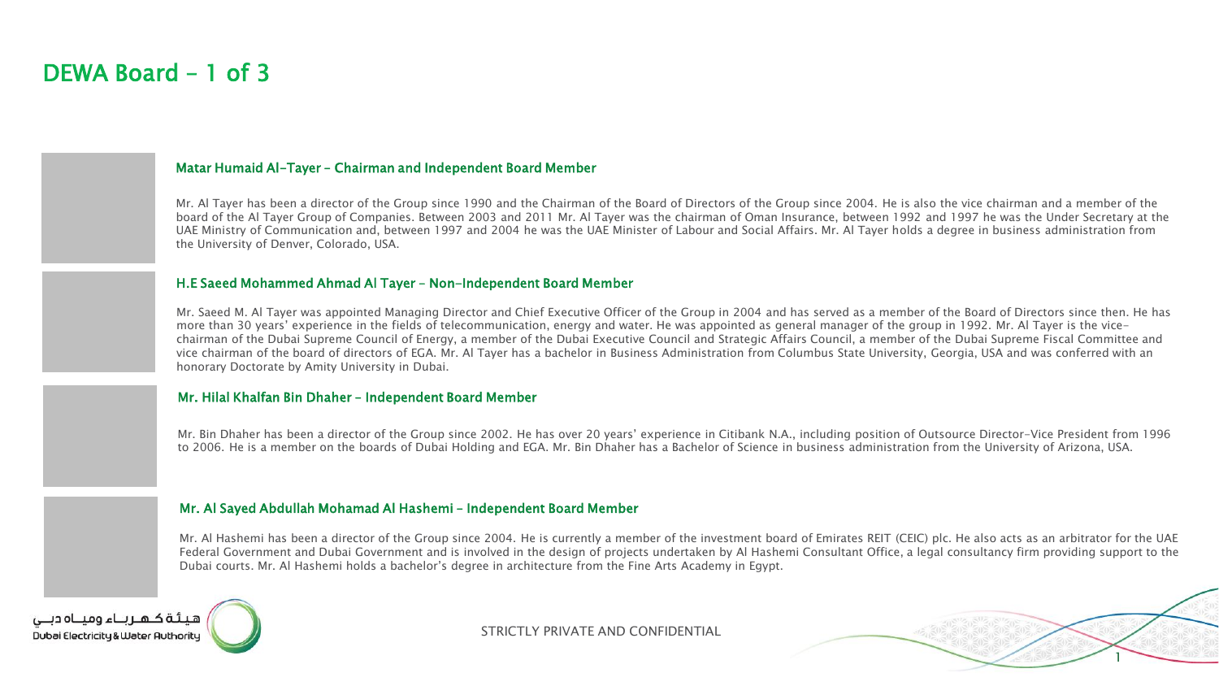# DEWA Board – 1 of 3

### Matar Humaid Al-Tayer – Chairman and Independent Board Member

Mr. Al Tayer has been a director of the Group since 1990 and the Chairman of the Board of Directors of the Group since 2004. He is also the vice chairman and a member of the board of the Al Tayer Group of Companies. Between 2003 and 2011 Mr. Al Tayer was the chairman of Oman Insurance, between 1992 and 1997 he was the Under Secretary at the UAE Ministry of Communication and, between 1997 and 2004 he was the UAE Minister of Labour and Social Affairs. Mr. Al Tayer holds a degree in business administration from the University of Denver, Colorado, USA.

### H.E Saeed Mohammed Ahmad Al Tayer – Non-Independent Board Member

Mr. Saeed M. Al Tayer was appointed Managing Director and Chief Executive Officer of the Group in 2004 and has served as a member of the Board of Directors since then. He has more than 30 years' experience in the fields of telecommunication, energy and water. He was appointed as general manager of the group in 1992. Mr. Al Tayer is the vice-chairman of the Dubai Supreme Council of Energy, a member of the Dubai Executive Council and Strategic Affairs Council, a member of the Dubai Supreme Fiscal Committee and vice chairman of the board of directors of EGA. Mr. Al Tayer has a bachelor in Business Administration from Columbus State University, Georgia, USA and was conferred with an honorary Doctorate by Amity University in Dubai.

### Mr. Hilal Khalfan Bin Dhaher – Independent Board Member

Mr. Bin Dhaher has been a director of the Group since 2002. He has over 20 years' experience in Citibank N.A., including position of Outsource Director-Vice President from 1996 to 2006. He is a member on the boards of Dubai Holding and EGA. Mr. Bin Dhaher has a Bachelor of Science in business administration from the University of Arizona, USA.

### Mr. Al Sayed Abdullah Mohamad Al Hashemi – Independent Board Member

Mr. Al Hashemi has been a director of the Group since 2004. He is currently a member of the investment board of Emirates REIT (CEIC) plc. He also acts as an arbitrator for the UAE Federal Government and Dubai Government and is involved in the design of projects undertaken by Al Hashemi Consultant Office, a legal consultancy firm providing support to the Dubai courts. Mr. Al Hashemi holds a bachelor's degree in architecture from the Fine Arts Academy in Egypt.

هيئة كهرباء ومياه دبي
Dubai Electricity & Water Authority

STRICTLY PRIVATE AND CONFIDENTIAL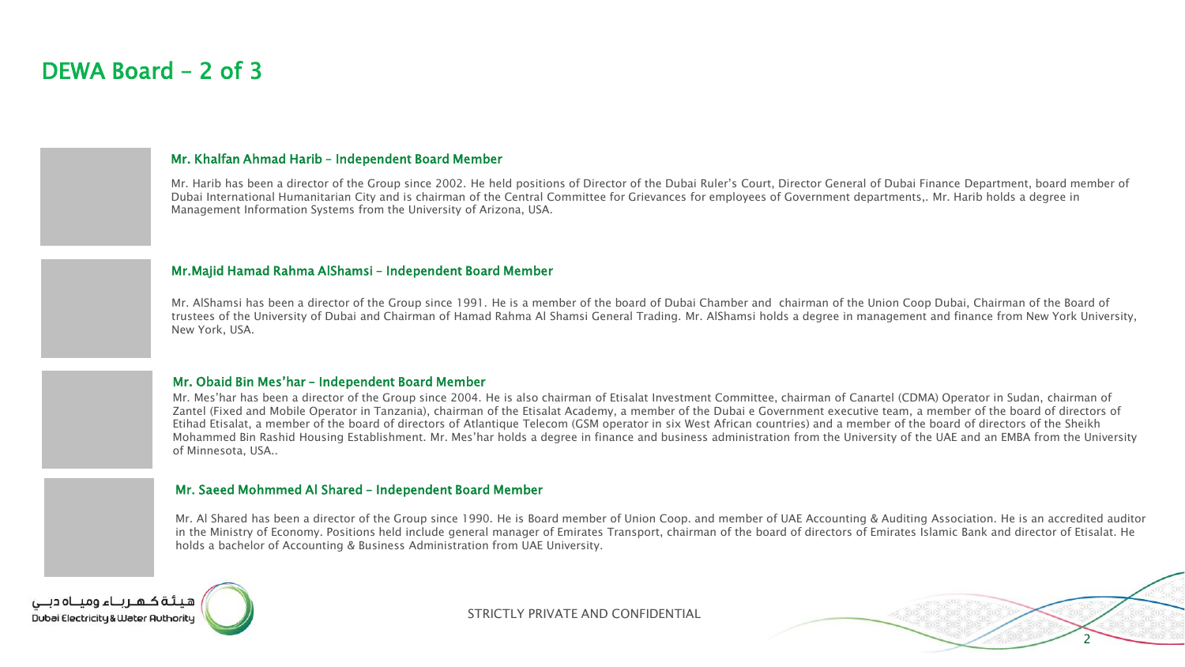# DEWA Board – 2 of 3

### Mr. Khalfan Ahmad Harib – Independent Board Member

Mr. Harib has been a director of the Group since 2002. He held positions of Director of the Dubai Ruler's Court, Director General of Dubai Finance Department, board member of Dubai International Humanitarian City and is chairman of the Central Committee for Grievances for employees of Government departments,. Mr. Harib holds a degree in Management Information Systems from the University of Arizona, USA.

### Mr.Majid Hamad Rahma AlShamsi – Independent Board Member

Mr. AlShamsi has been a director of the Group since 1991. He is a member of the board of Dubai Chamber and chairman of the Union Coop Dubai, Chairman of the Board of trustees of the University of Dubai and Chairman of Hamad Rahma Al Shamsi General Trading. Mr. AlShamsi holds a degree in management and finance from New York University, New York, USA.

### Mr. Obaid Bin Mes'har – Independent Board Member

Mr. Mes'har has been a director of the Group since 2004. He is also chairman of Etisalat Investment Committee, chairman of Canartel (CDMA) Operator in Sudan, chairman of Zantel (Fixed and Mobile Operator in Tanzania), chairman of the Etisalat Academy, a member of the Dubai e Government executive team, a member of the board of directors of Etihad Etisalat, a member of the board of directors of Atlantique Telecom (GSM operator in six West African countries) and a member of the board of directors of the Sheikh Mohammed Bin Rashid Housing Establishment. Mr. Mes'har holds a degree in finance and business administration from the University of the UAE and an EMBA from the University of Minnesota, USA..

### Mr. Saeed Mohmmed Al Shared – Independent Board Member

Mr. Al Shared has been a director of the Group since 1990. He is Board member of Union Coop. and member of UAE Accounting & Auditing Association. He is an accredited auditor in the Ministry of Economy. Positions held include general manager of Emirates Transport, chairman of the board of directors of Emirates Islamic Bank and director of Etisalat. He holds a bachelor of Accounting & Business Administration from UAE University.

هيئة كهرباء ومياه دبي
Dubai Electricity & Water Authority

STRICTLY PRIVATE AND CONFIDENTIAL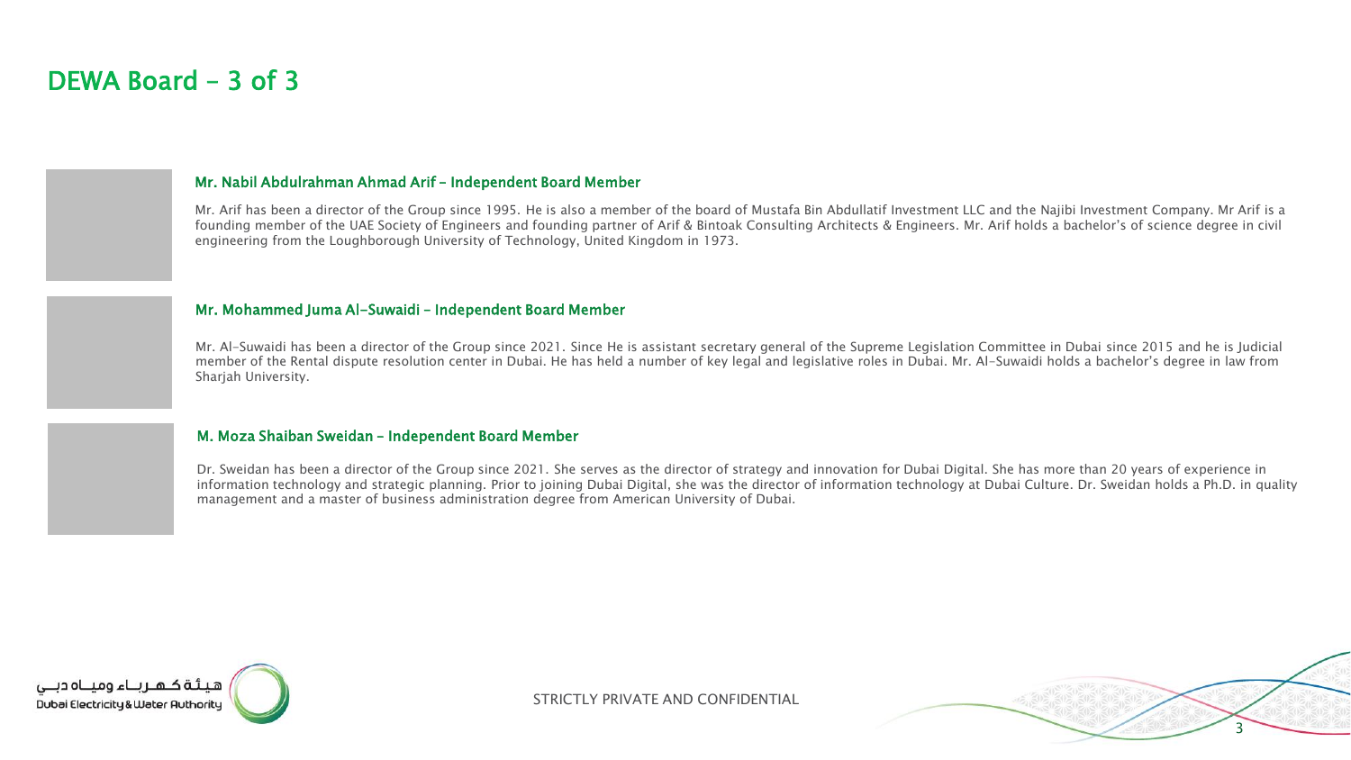# DEWA Board – 3 of 3

### Mr. Nabil Abdulrahman Ahmad Arif – Independent Board Member

Mr. Arif has been a director of the Group since 1995. He is also a member of the board of Mustafa Bin Abdullatif Investment LLC and the Najibi Investment Company. Mr Arif is a founding member of the UAE Society of Engineers and founding partner of Arif & Bintoak Consulting Architects & Engineers. Mr. Arif holds a bachelor's of science degree in civil engineering from the Loughborough University of Technology, United Kingdom in 1973.

### Mr. Mohammed Juma Al-Suwaidi – Independent Board Member

Mr. Al-Suwaidi has been a director of the Group since 2021. Since He is assistant secretary general of the Supreme Legislation Committee in Dubai since 2015 and he is Judicial member of the Rental dispute resolution center in Dubai. He has held a number of key legal and legislative roles in Dubai. Mr. Al-Suwaidi holds a bachelor's degree in law from Sharjah University.

### M. Moza Shaiban Sweidan – Independent Board Member

Dr. Sweidan has been a director of the Group since 2021. She serves as the director of strategy and innovation for Dubai Digital. She has more than 20 years of experience in information technology and strategic planning. Prior to joining Dubai Digital, she was the director of information technology at Dubai Culture. Dr. Sweidan holds a Ph.D. in quality management and a master of business administration degree from American University of Dubai.

STRICTLY PRIVATE AND CONFIDENTIAL